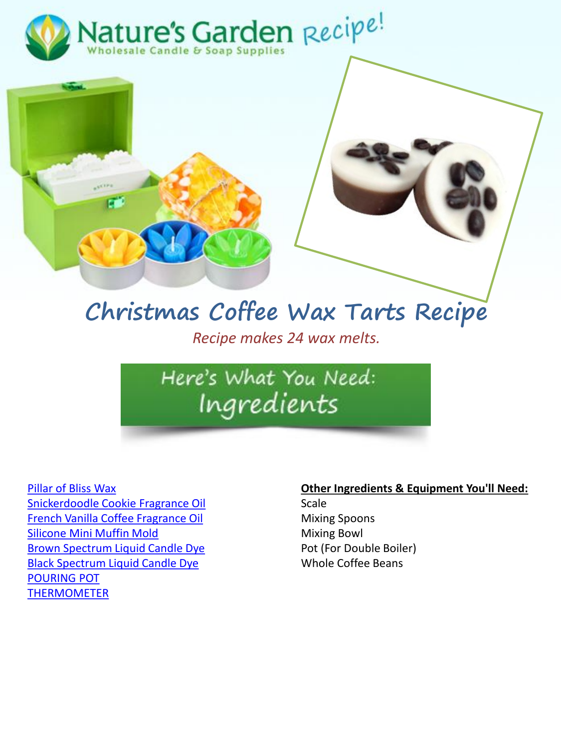# Nature's Garden Recipe!

Wholesale Candle & Soap Supplies

# Christmas Coffee Wax Tarts Recipe

*Recipe makes 24 wax melts.*

## Here's What You Need: Ingredients

- Pillar of Bliss Wax
- Snickerdoodle Cookie Fragrance Oil
- French Vanilla Coffee Fragrance Oil
- Silicone Mini Muffin Mold
- Brown Spectrum Liquid Candle Dye
- Black Spectrum Liquid Candle Dye
- POURING POT
- THERMOMETER

**Other Ingredients & Equipment You'll Need:**

- Scale
- Mixing Spoons
- Mixing Bowl
- Pot (For Double Boiler)
- Whole Coffee Beans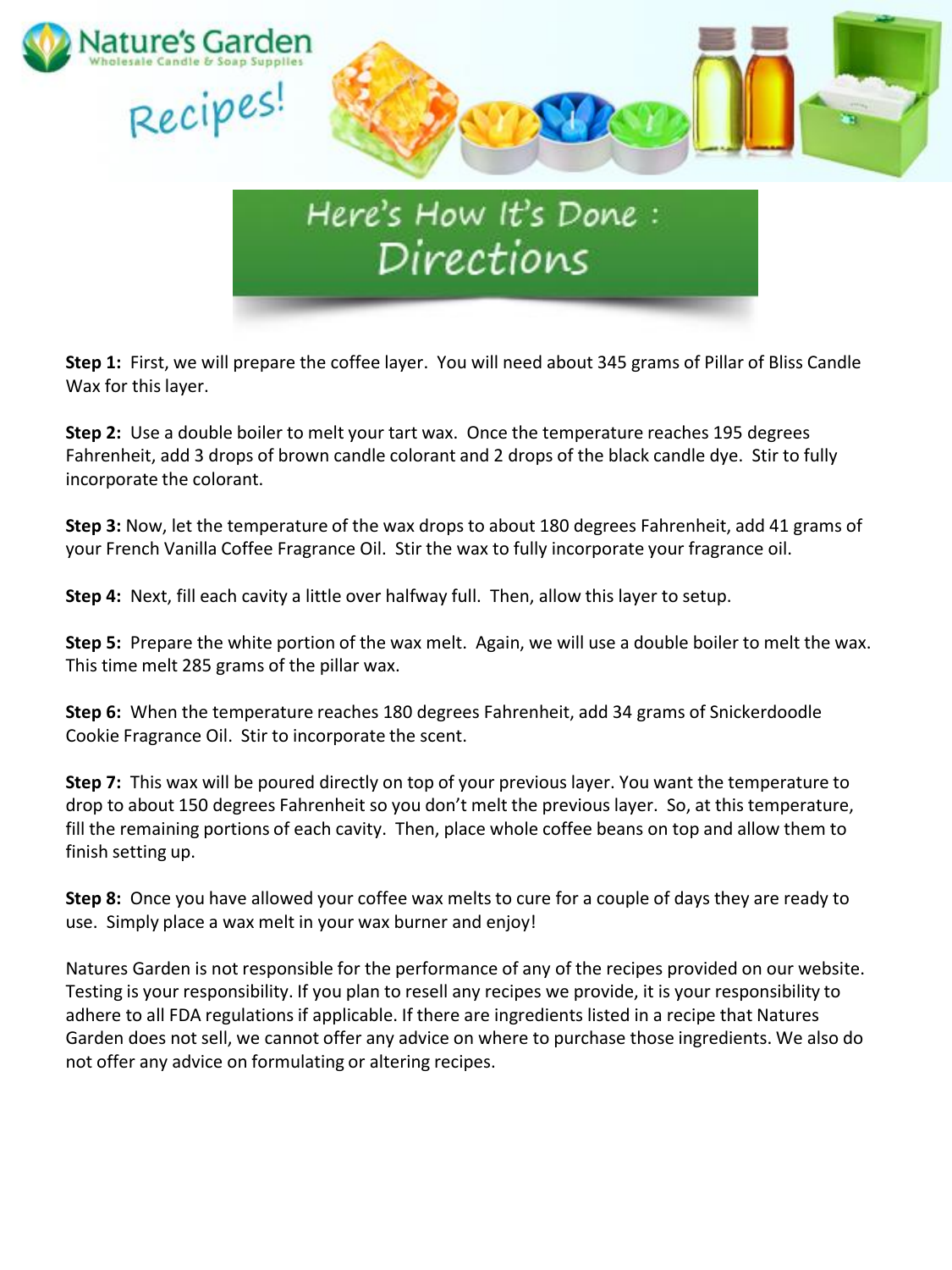Nature's Garden
Wholesale Candle & Soap Supplies

Recipes!

# Here's How It's Done : Directions

**Step 1:** First, we will prepare the coffee layer. You will need about 345 grams of Pillar of Bliss Candle Wax for this layer.

**Step 2:** Use a double boiler to melt your tart wax. Once the temperature reaches 195 degrees Fahrenheit, add 3 drops of brown candle colorant and 2 drops of the black candle dye. Stir to fully incorporate the colorant.

**Step 3:** Now, let the temperature of the wax drops to about 180 degrees Fahrenheit, add 41 grams of your French Vanilla Coffee Fragrance Oil. Stir the wax to fully incorporate your fragrance oil.

**Step 4:** Next, fill each cavity a little over halfway full. Then, allow this layer to setup.

**Step 5:** Prepare the white portion of the wax melt. Again, we will use a double boiler to melt the wax. This time melt 285 grams of the pillar wax.

**Step 6:** When the temperature reaches 180 degrees Fahrenheit, add 34 grams of Snickerdoodle Cookie Fragrance Oil. Stir to incorporate the scent.

**Step 7:** This wax will be poured directly on top of your previous layer. You want the temperature to drop to about 150 degrees Fahrenheit so you don't melt the previous layer. So, at this temperature, fill the remaining portions of each cavity. Then, place whole coffee beans on top and allow them to finish setting up.

**Step 8:** Once you have allowed your coffee wax melts to cure for a couple of days they are ready to use. Simply place a wax melt in your wax burner and enjoy!

Natures Garden is not responsible for the performance of any of the recipes provided on our website. Testing is your responsibility. If you plan to resell any recipes we provide, it is your responsibility to adhere to all FDA regulations if applicable. If there are ingredients listed in a recipe that Natures Garden does not sell, we cannot offer any advice on where to purchase those ingredients. We also do not offer any advice on formulating or altering recipes.